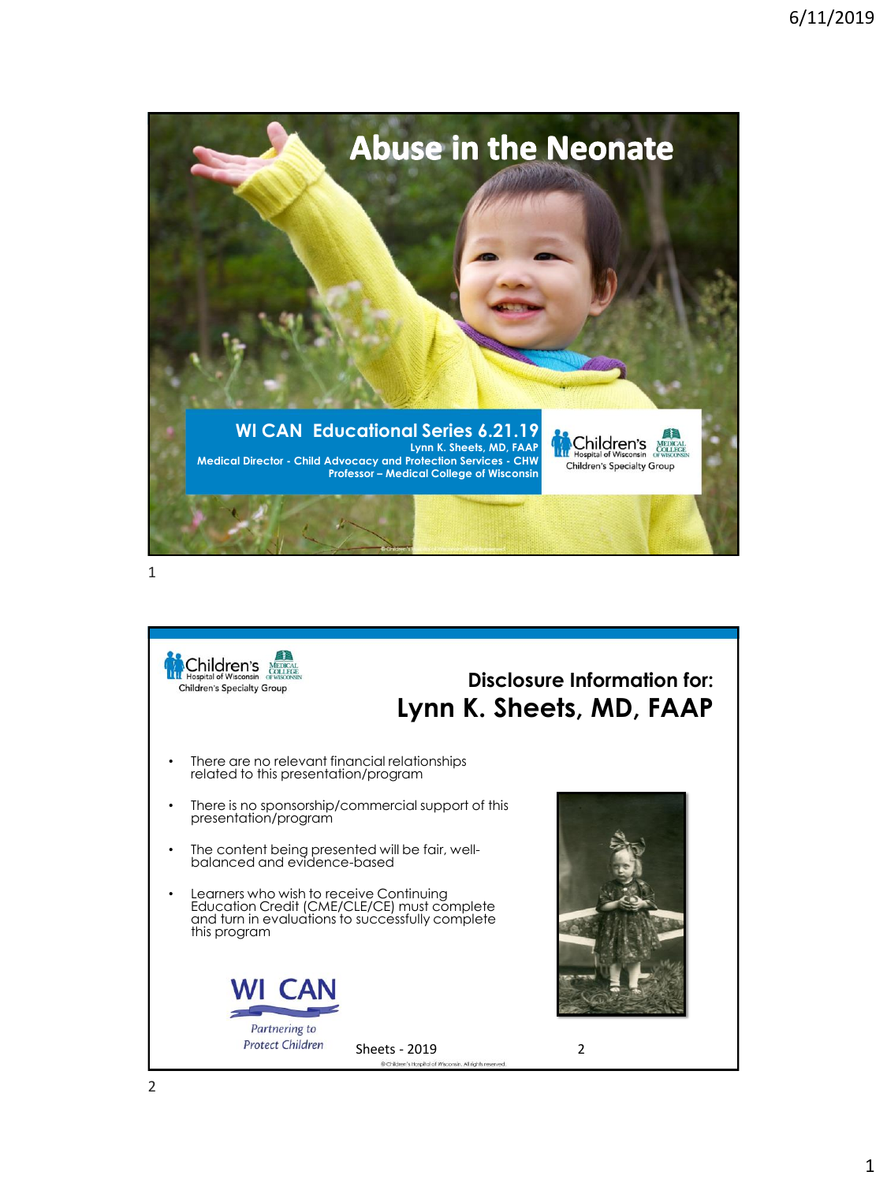# Abuse in the Neonate

**WI CAN Educational Series 6.21.19**

Lynn K. Sheets, MD, FAAP

Medical Director - Child Advocacy and Protection Services - CHW

Professor – Medical College of Wisconsin

Children's Hospital of Wisconsin | Medical College of Wisconsin | Children's Specialty Group

---

Children's Hospital of Wisconsin | Medical College of Wisconsin | Children's Specialty Group

## Disclosure Information for:

## Lynn K. Sheets, MD, FAAP

- There are no relevant financial relationships related to this presentation/program
- There is no sponsorship/commercial support of this presentation/program
- The content being presented will be fair, well-balanced and evidence-based
- Learners who wish to receive Continuing Education Credit (CME/CLE/CE) must complete and turn in evaluations to successfully complete this program

WI CAN

*Partnering to Protect Children*

Sheets - 2019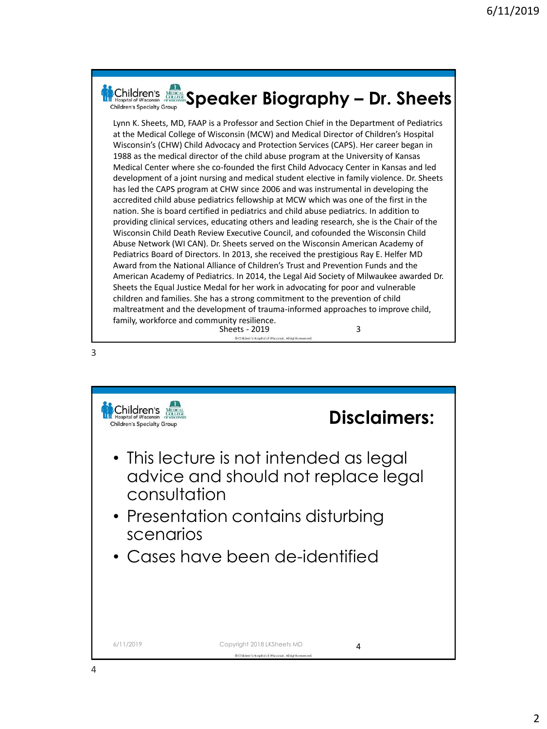## Speaker Biography – Dr. Sheets

Lynn K. Sheets, MD, FAAP is a Professor and Section Chief in the Department of Pediatrics at the Medical College of Wisconsin (MCW) and Medical Director of Children's Hospital Wisconsin's (CHW) Child Advocacy and Protection Services (CAPS). Her career began in 1988 as the medical director of the child abuse program at the University of Kansas Medical Center where she co-founded the first Child Advocacy Center in Kansas and led development of a joint nursing and medical student elective in family violence. Dr. Sheets has led the CAPS program at CHW since 2006 and was instrumental in developing the accredited child abuse pediatrics fellowship at MCW which was one of the first in the nation. She is board certified in pediatrics and child abuse pediatrics. In addition to providing clinical services, educating others and leading research, she is the Chair of the Wisconsin Child Death Review Executive Council, and cofounded the Wisconsin Child Abuse Network (WI CAN). Dr. Sheets served on the Wisconsin American Academy of Pediatrics Board of Directors. In 2013, she received the prestigious Ray E. Helfer MD Award from the National Alliance of Children's Trust and Prevention Funds and the American Academy of Pediatrics. In 2014, the Legal Aid Society of Milwaukee awarded Dr. Sheets the Equal Justice Medal for her work in advocating for poor and vulnerable children and families. She has a strong commitment to the prevention of child maltreatment and the development of trauma-informed approaches to improve child, family, workforce and community resilience.

## Disclaimers:

- This lecture is not intended as legal advice and should not replace legal consultation
- Presentation contains disturbing scenarios
- Cases have been de-identified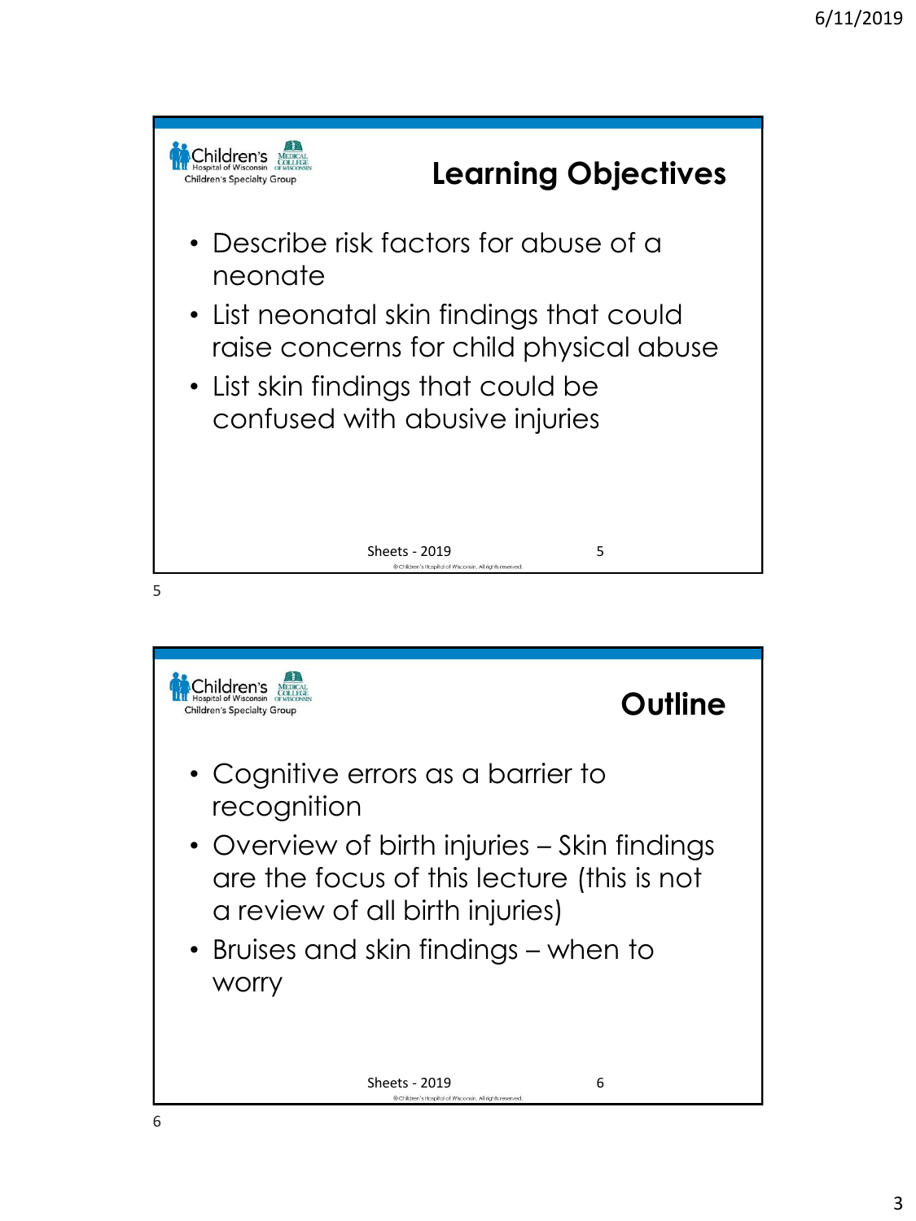## Learning Objectives

- Describe risk factors for abuse of a neonate
- List neonatal skin findings that could raise concerns for child physical abuse
- List skin findings that could be confused with abusive injuries

## Outline

- Cognitive errors as a barrier to recognition
- Overview of birth injuries – Skin findings are the focus of this lecture (this is not a review of all birth injuries)
- Bruises and skin findings – when to worry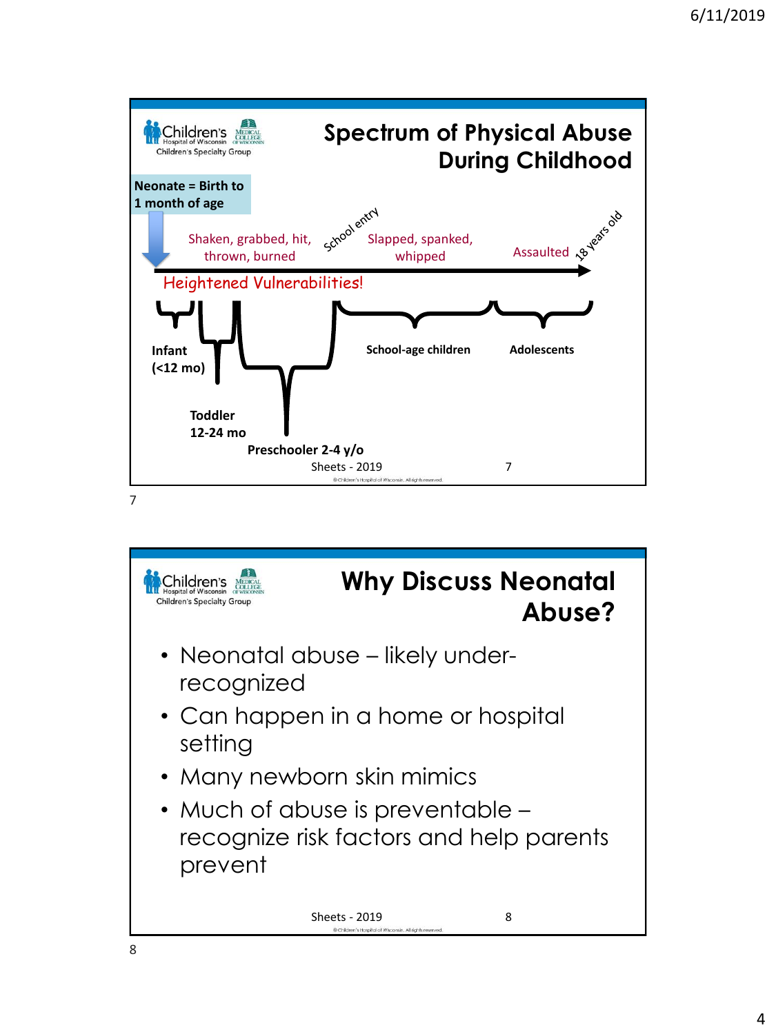## Spectrum of Physical Abuse During Childhood

Neonate = Birth to 1 month of age

Shaken, grabbed, hit, thrown, burned

School entry

Slapped, spanked, whipped

Assaulted

18 years old

Heightened Vulnerabilities!

Infant (<12 mo)

Toddler 12-24 mo

Preschooler 2-4 y/o

School-age children

Adolescents

Sheets - 2019

©Children's Hospital of Wisconsin. All rights reserved.

## Why Discuss Neonatal Abuse?

- Neonatal abuse – likely under-recognized
- Can happen in a home or hospital setting
- Many newborn skin mimics
- Much of abuse is preventable – recognize risk factors and help parents prevent

Sheets - 2019

©Children's Hospital of Wisconsin. All rights reserved.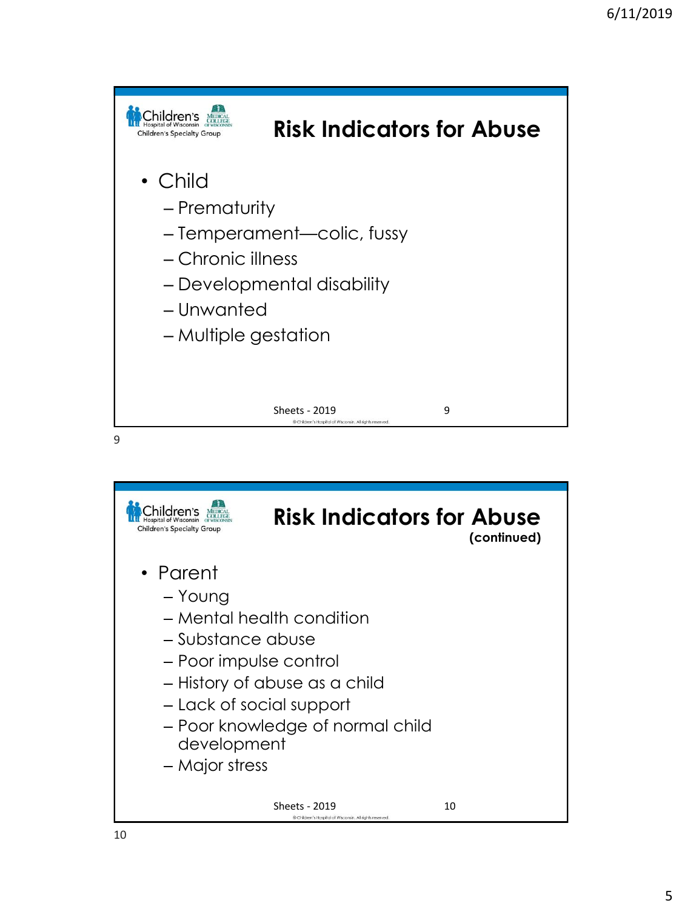## Risk Indicators for Abuse

- Child
  - Prematurity
  - Temperament—colic, fussy
  - Chronic illness
  - Developmental disability
  - Unwanted
  - Multiple gestation

## Risk Indicators for Abuse (continued)

- Parent
  - Young
  - Mental health condition
  - Substance abuse
  - Poor impulse control
  - History of abuse as a child
  - Lack of social support
  - Poor knowledge of normal child development
  - Major stress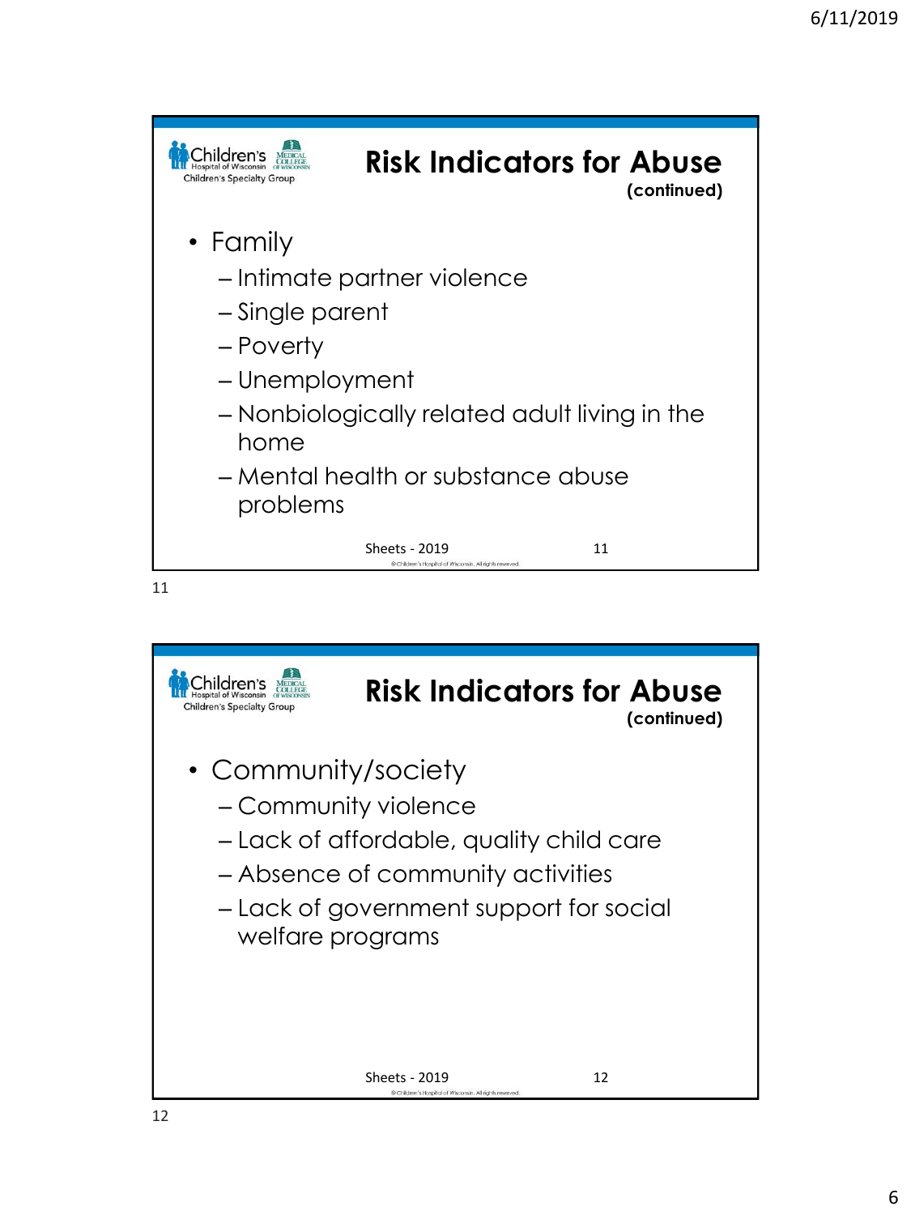## Risk Indicators for Abuse (continued)

- Family
  - Intimate partner violence
  - Single parent
  - Poverty
  - Unemployment
  - Nonbiologically related adult living in the home
  - Mental health or substance abuse problems

Sheets - 2019

## Risk Indicators for Abuse (continued)

- Community/society
  - Community violence
  - Lack of affordable, quality child care
  - Absence of community activities
  - Lack of government support for social welfare programs

Sheets - 2019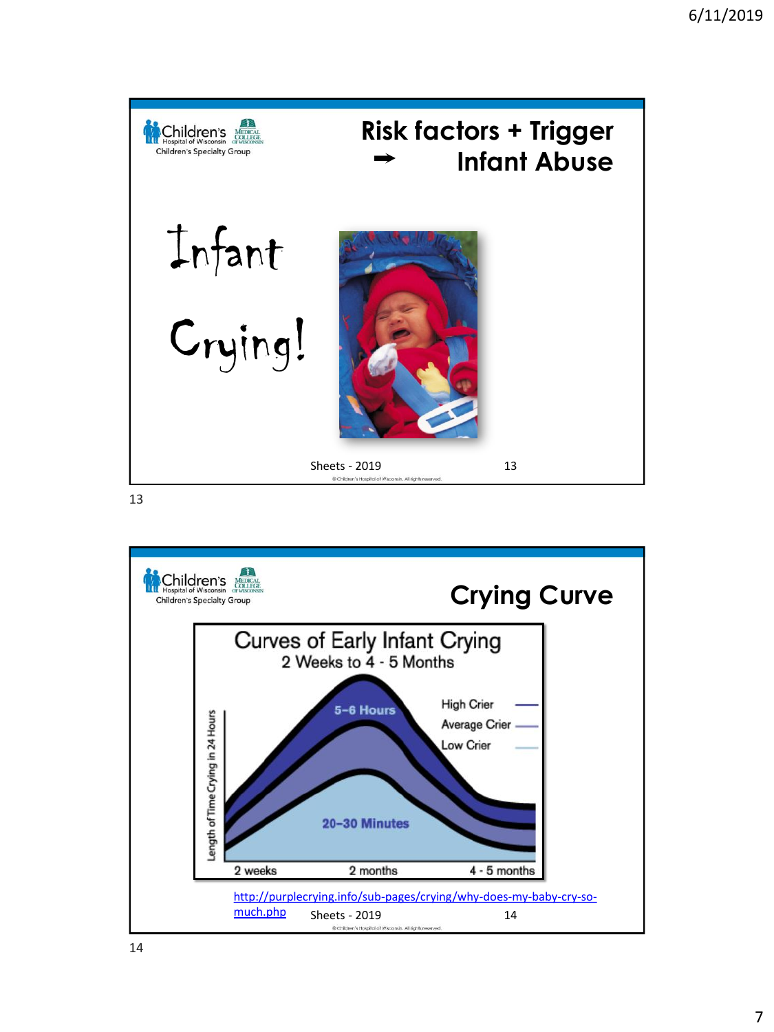## Risk factors + Trigger ➡ Infant Abuse

Infant

Crying!

Sheets - 2019

## Crying Curve

Curves of Early Infant Crying

2 Weeks to 4 - 5 Months

5–6 Hours

20–30 Minutes

High Crier

Average Crier

Low Crier

Length of Time Crying in 24 Hours

2 weeks

2 months

4 - 5 months

http://purplecrying.info/sub-pages/crying/why-does-my-baby-cry-so-much.php

Sheets - 2019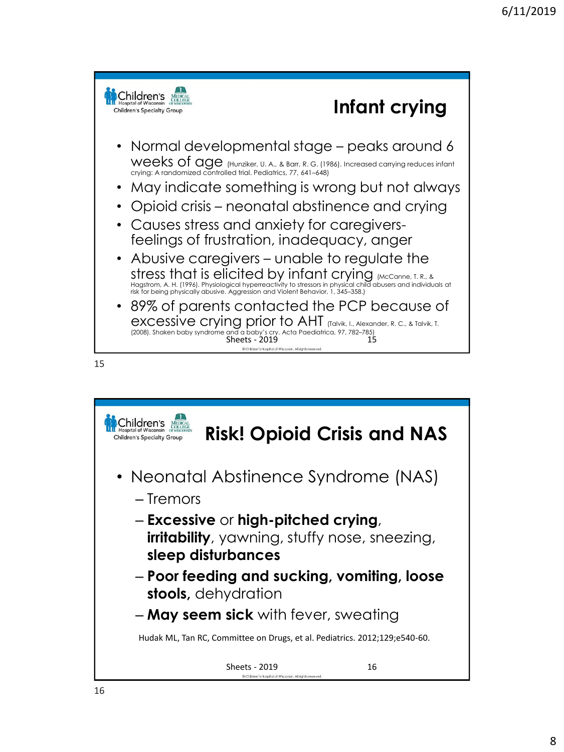## Infant crying

- Normal developmental stage – peaks around 6 weeks of age (Hunziker, U. A., & Barr, R. G. (1986). Increased carrying reduces infant crying: A randomized controlled trial. Pediatrics, 77, 641–648)
- May indicate something is wrong but not always
- Opioid crisis – neonatal abstinence and crying
- Causes stress and anxiety for caregivers- feelings of frustration, inadequacy, anger
- Abusive caregivers – unable to regulate the stress that is elicited by infant crying (McCanne, T. R., & Hagstrom, A. H. (1996). Physiological hyperreactivity to stressors in physical child abusers and individuals at risk for being physically abusive. Aggression and Violent Behavior, 1, 345–358.)
- 89% of parents contacted the PCP because of excessive crying prior to AHT (Talvik, I., Alexander, R. C., & Talvik, T. (2008). Shaken baby syndrome and a baby's cry. Acta Paediatrica, 97, 782–785)

Sheets - 2019

## Risk! Opioid Crisis and NAS

- Neonatal Abstinence Syndrome (NAS)
  - Tremors
  - **Excessive** or **high-pitched crying**, **irritability**, yawning, stuffy nose, sneezing, **sleep disturbances**
  - **Poor feeding and sucking, vomiting, loose stools,** dehydration
  - **May seem sick** with fever, sweating

Hudak ML, Tan RC, Committee on Drugs, et al. Pediatrics. 2012;129;e540-60.

Sheets - 2019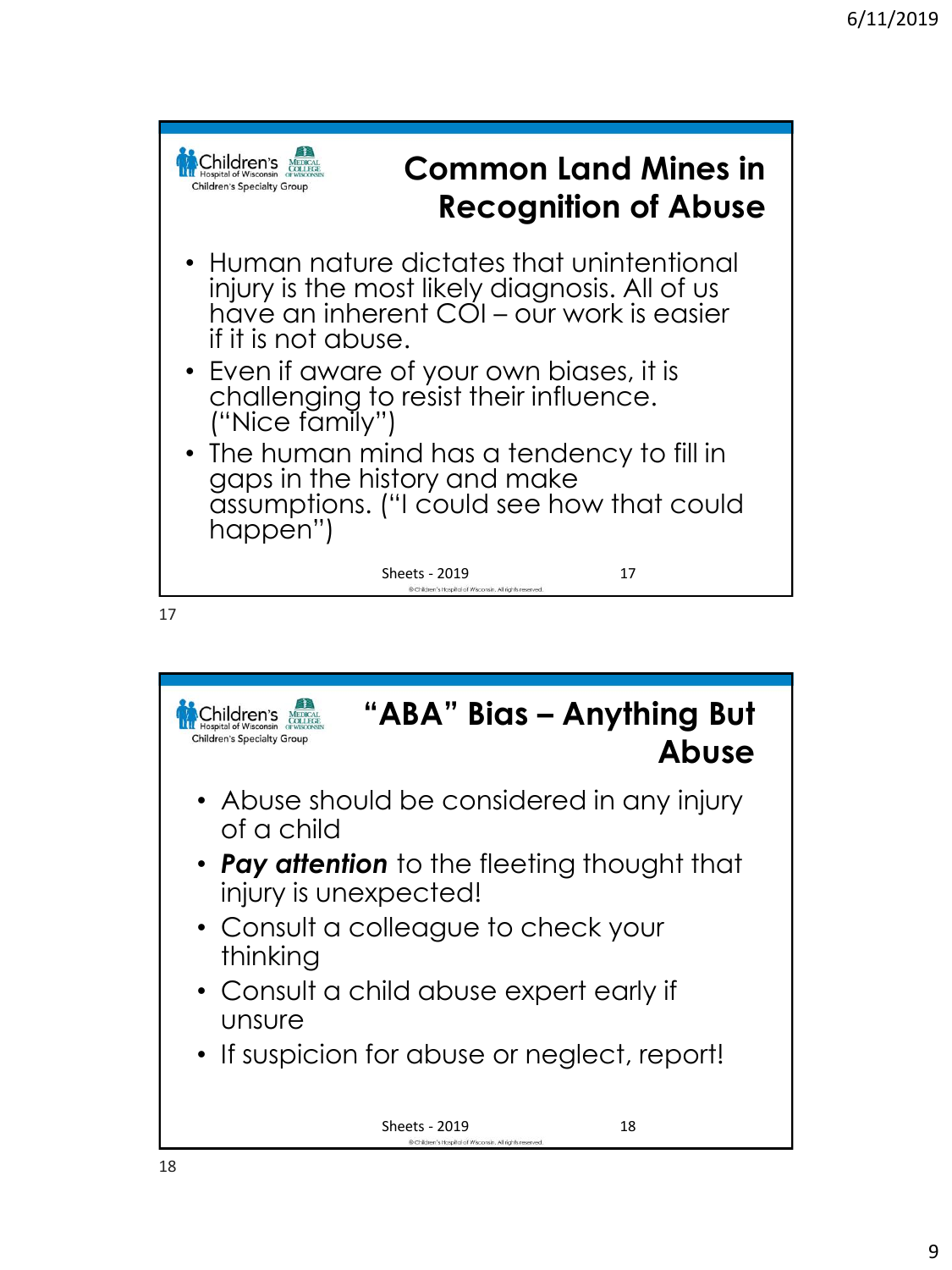## Common Land Mines in Recognition of Abuse

- Human nature dictates that unintentional injury is the most likely diagnosis. All of us have an inherent COI – our work is easier if it is not abuse.
- Even if aware of your own biases, it is challenging to resist their influence. ("Nice family")
- The human mind has a tendency to fill in gaps in the history and make assumptions. ("I could see how that could happen")

Sheets - 2019

## "ABA" Bias – Anything But Abuse

- Abuse should be considered in any injury of a child
- ***Pay attention*** to the fleeting thought that injury is unexpected!
- Consult a colleague to check your thinking
- Consult a child abuse expert early if unsure
- If suspicion for abuse or neglect, report!

Sheets - 2019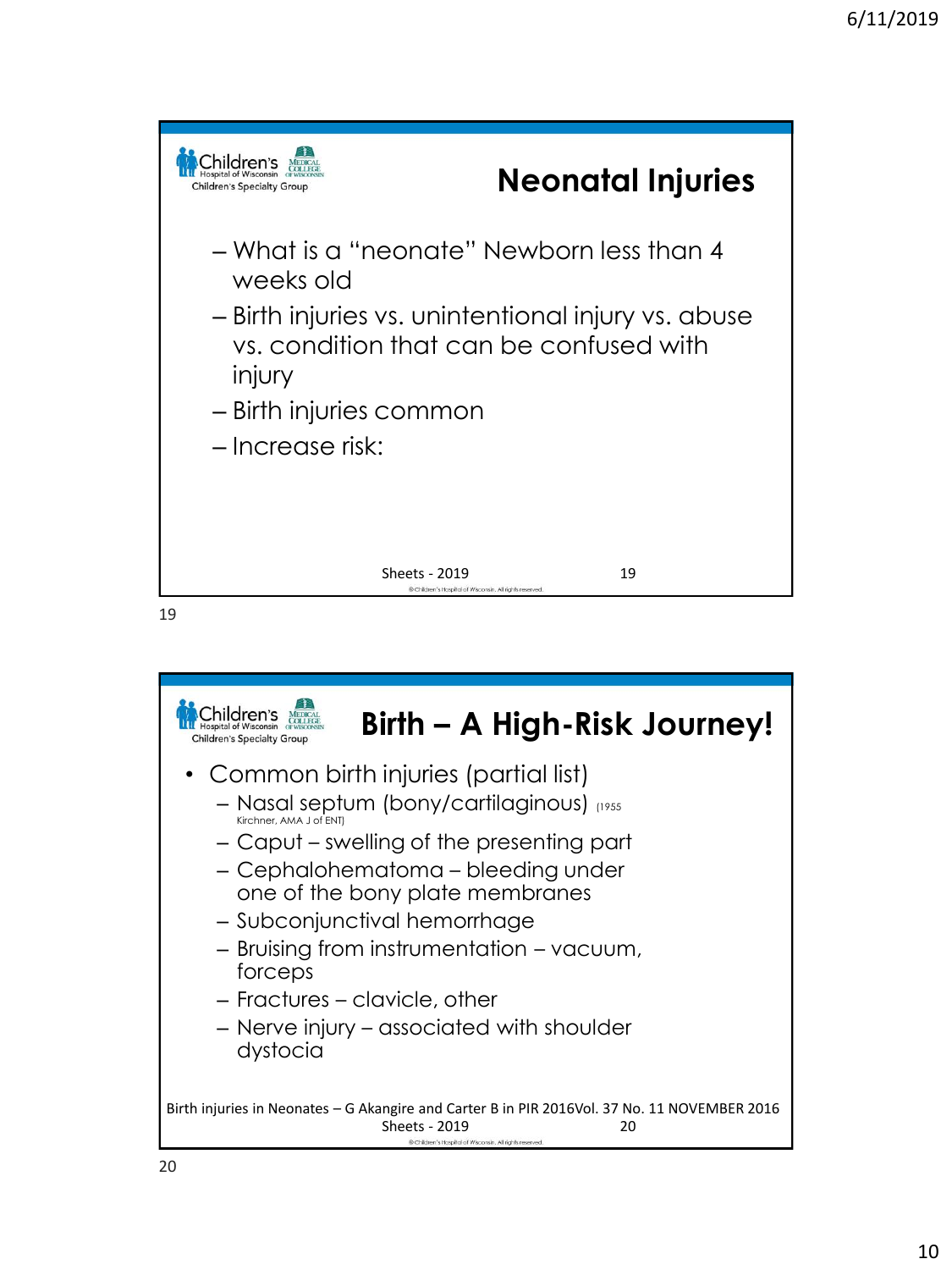## Neonatal Injuries

- What is a "neonate" Newborn less than 4 weeks old
- Birth injuries vs. unintentional injury vs. abuse vs. condition that can be confused with injury
- Birth injuries common
- Increase risk:

Sheets - 2019

## Birth – A High-Risk Journey!

- Common birth injuries (partial list)
  - Nasal septum (bony/cartilaginous) (1955 Kirchner, AMA J of ENT)
  - Caput – swelling of the presenting part
  - Cephalohematoma – bleeding under one of the bony plate membranes
  - Subconjunctival hemorrhage
  - Bruising from instrumentation – vacuum, forceps
  - Fractures – clavicle, other
  - Nerve injury – associated with shoulder dystocia

Birth injuries in Neonates – G Akangire and Carter B in PIR 2016Vol. 37 No. 11 NOVEMBER 2016

Sheets - 2019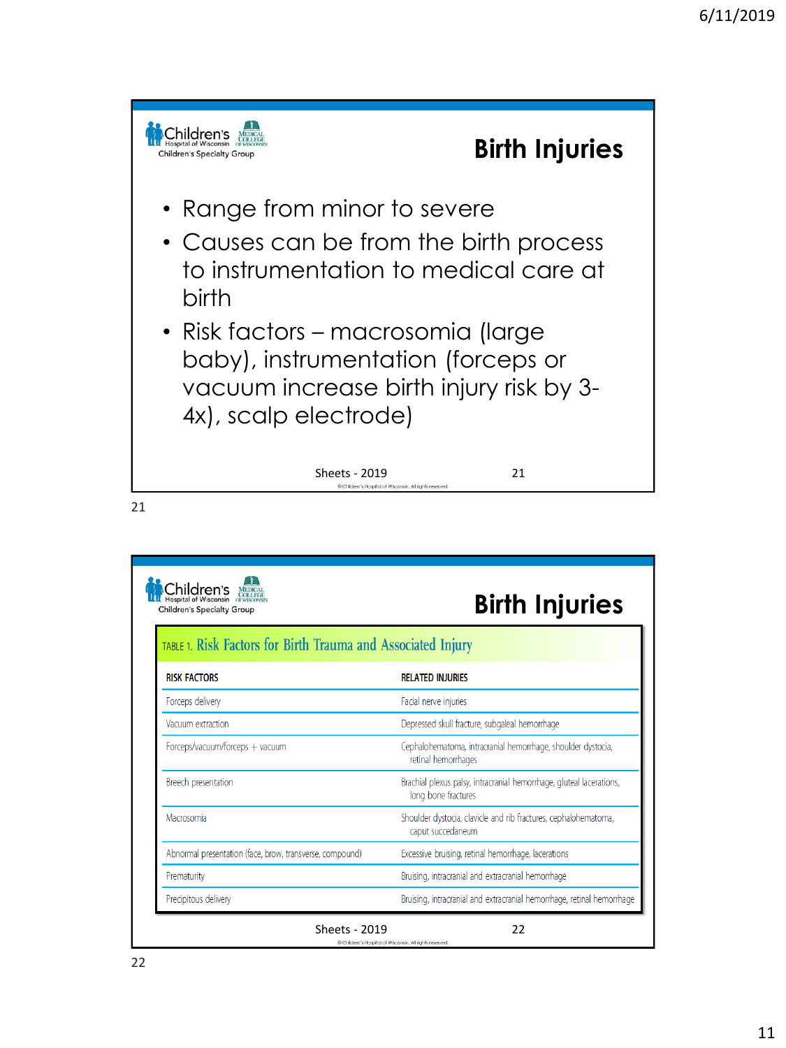## Birth Injuries

- Range from minor to severe
- Causes can be from the birth process to instrumentation to medical care at birth
- Risk factors – macrosomia (large baby), instrumentation (forceps or vacuum increase birth injury risk by 3-4x), scalp electrode)

Sheets - 2019

## Birth Injuries

TABLE 1. Risk Factors for Birth Trauma and Associated Injury

| RISK FACTORS | RELATED INJURIES |
|---|---|
| Forceps delivery | Facial nerve injuries |
| Vacuum extraction | Depressed skull fracture, subgaleal hemorrhage |
| Forceps/vacuum/forceps + vacuum | Cephalohematoma, intracranial hemorrhage, shoulder dystocia, retinal hemorrhages |
| Breech presentation | Brachial plexus palsy, intracranial hemorrhage, gluteal lacerations, long bone fractures |
| Macrosomia | Shoulder dystocia, clavicle and rib fractures, cephalohematoma, caput succedaneum |
| Abnormal presentation (face, brow, transverse, compound) | Excessive bruising, retinal hemorrhage, lacerations |
| Prematurity | Bruising, intracranial and extracranial hemorrhage |
| Precipitous delivery | Bruising, intracranial and extracranial hemorrhage, retinal hemorrhage |

Sheets - 2019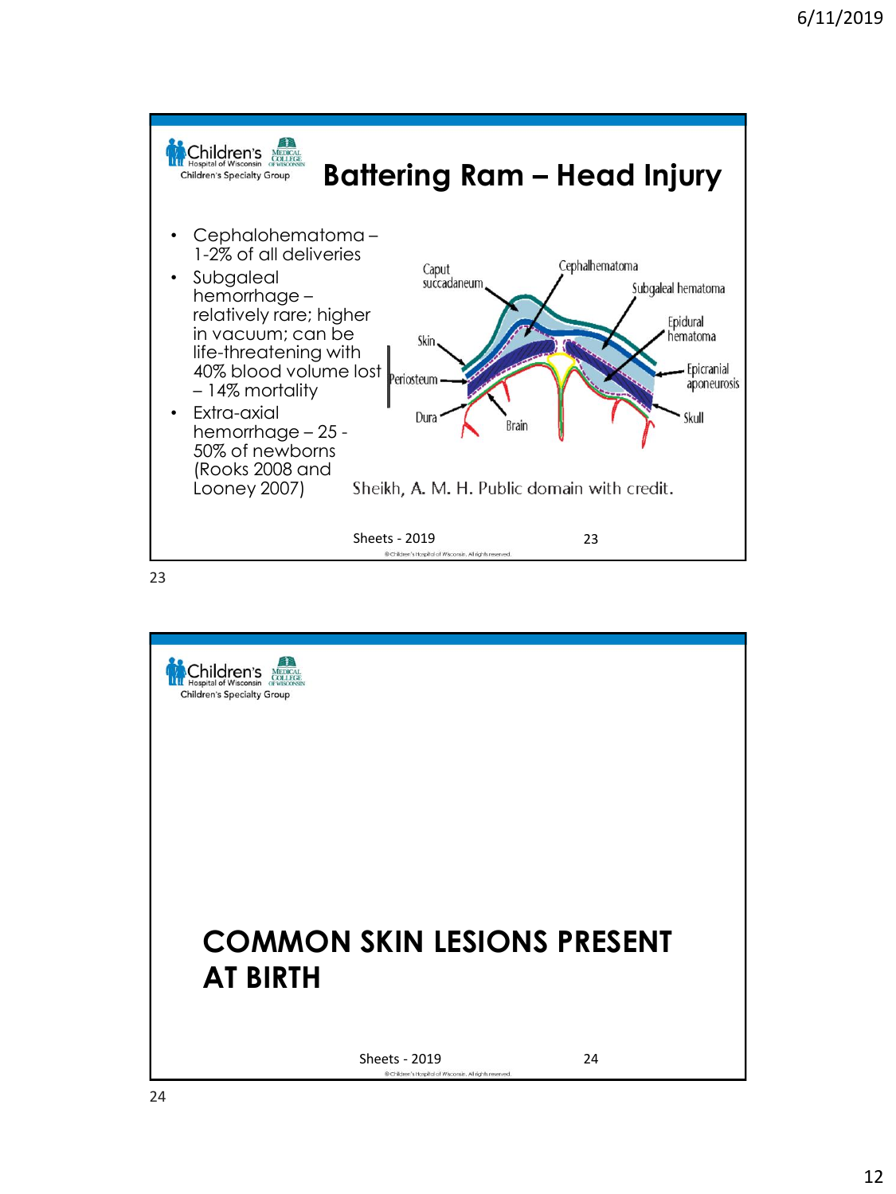## Battering Ram – Head Injury

- Cephalohematoma – 1-2% of all deliveries
- Subgaleal hemorrhage – relatively rare; higher in vacuum; can be life-threatening with 40% blood volume lost – 14% mortality
- Extra-axial hemorrhage – 25 - 50% of newborns (Rooks 2008 and Looney 2007)

Caput succadaneum, Cephalhematoma, Subgaleal hematoma, Skin, Epidural hematoma, Periosteum, Epicranial aponeurosis, Dura, Brain, Skull

Sheikh, A. M. H. Public domain with credit.

Sheets - 2019

---

## COMMON SKIN LESIONS PRESENT AT BIRTH

Sheets - 2019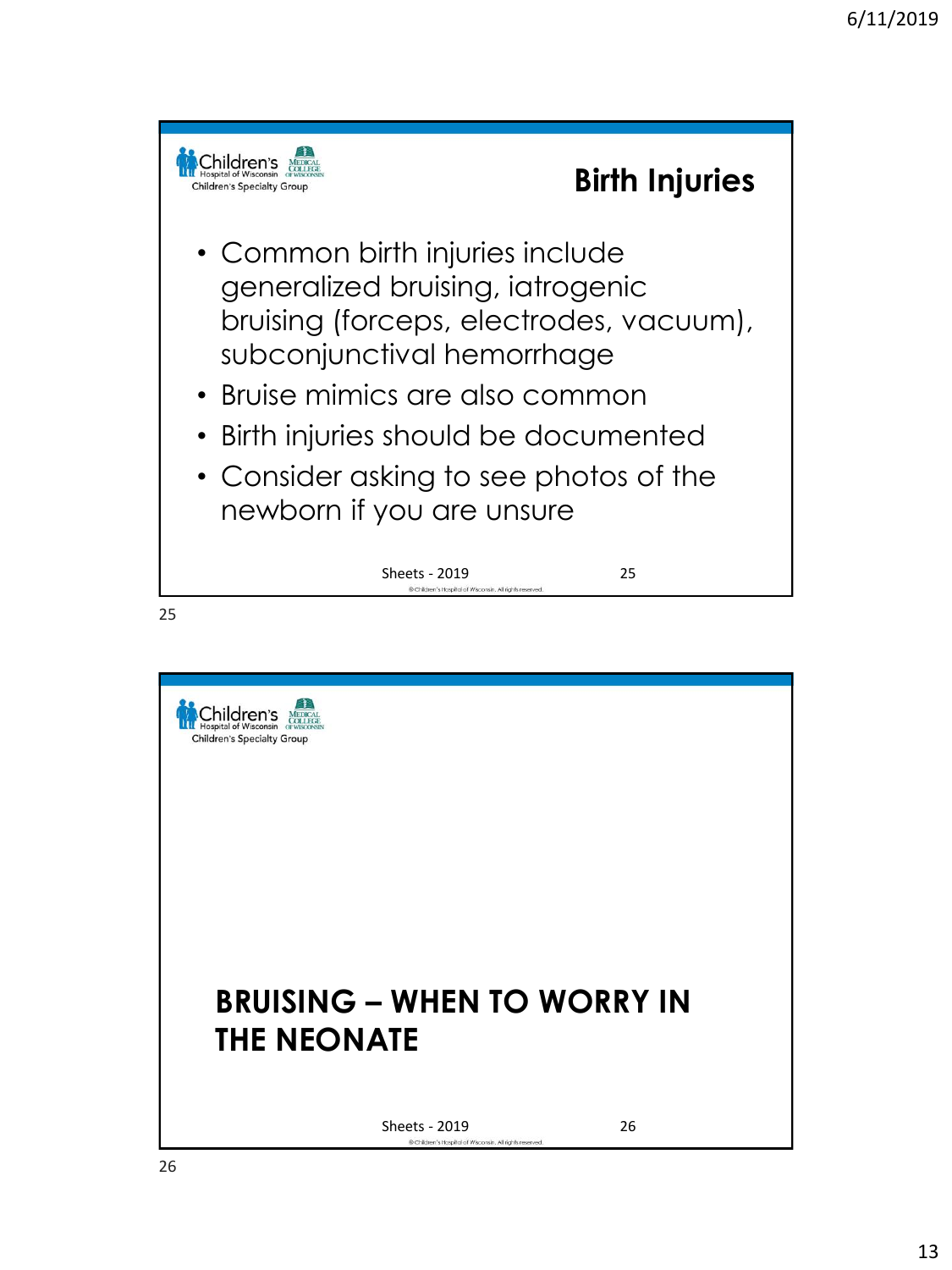## Birth Injuries

- Common birth injuries include generalized bruising, iatrogenic bruising (forceps, electrodes, vacuum), subconjunctival hemorrhage
- Bruise mimics are also common
- Birth injuries should be documented
- Consider asking to see photos of the newborn if you are unsure

Sheets - 2019

## BRUISING – WHEN TO WORRY IN THE NEONATE

Sheets - 2019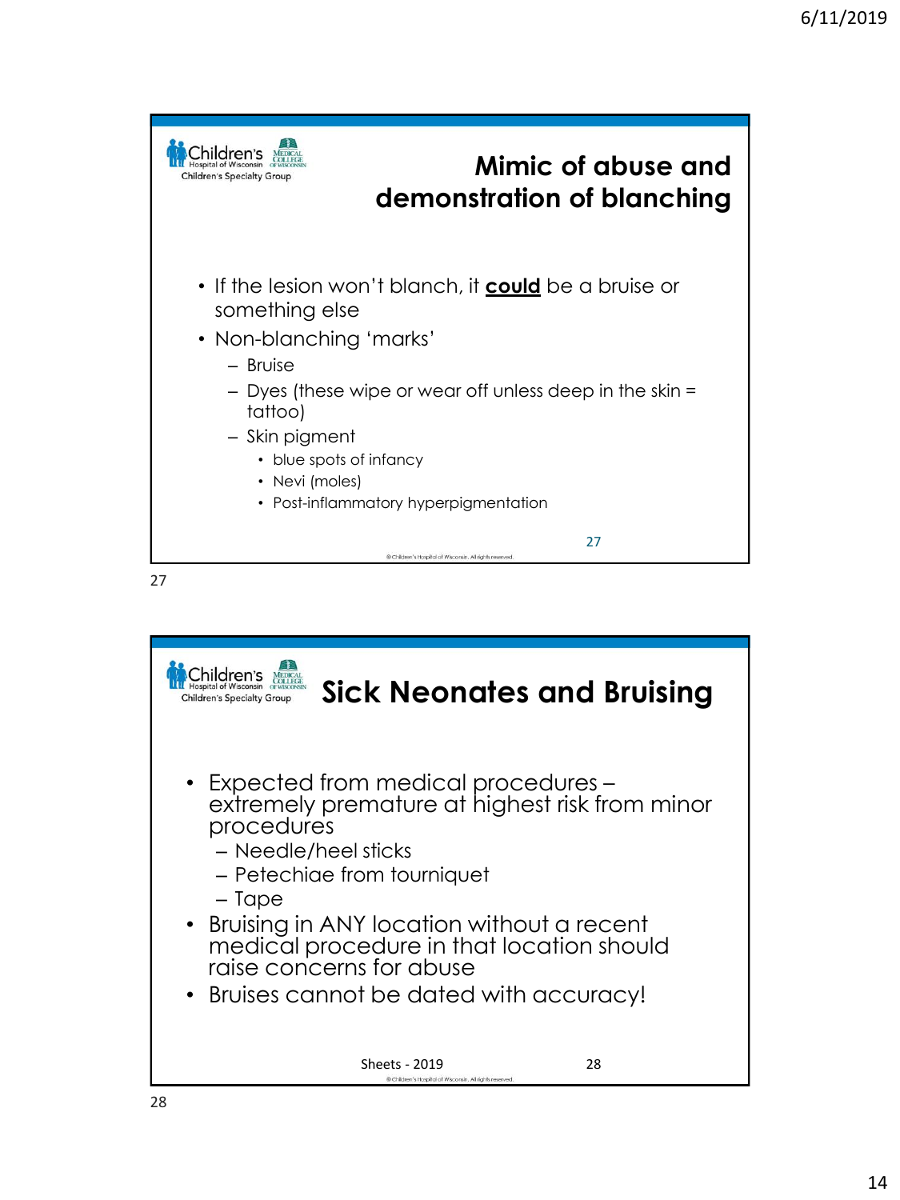## Mimic of abuse and demonstration of blanching

- If the lesion won't blanch, it **could** be a bruise or something else
- Non-blanching 'marks'
  - Bruise
  - Dyes (these wipe or wear off unless deep in the skin = tattoo)
  - Skin pigment
    - blue spots of infancy
    - Nevi (moles)
    - Post-inflammatory hyperpigmentation

## Sick Neonates and Bruising

- Expected from medical procedures – extremely premature at highest risk from minor procedures
  - Needle/heel sticks
  - Petechiae from tourniquet
  - Tape
- Bruising in ANY location without a recent medical procedure in that location should raise concerns for abuse
- Bruises cannot be dated with accuracy!

Sheets - 2019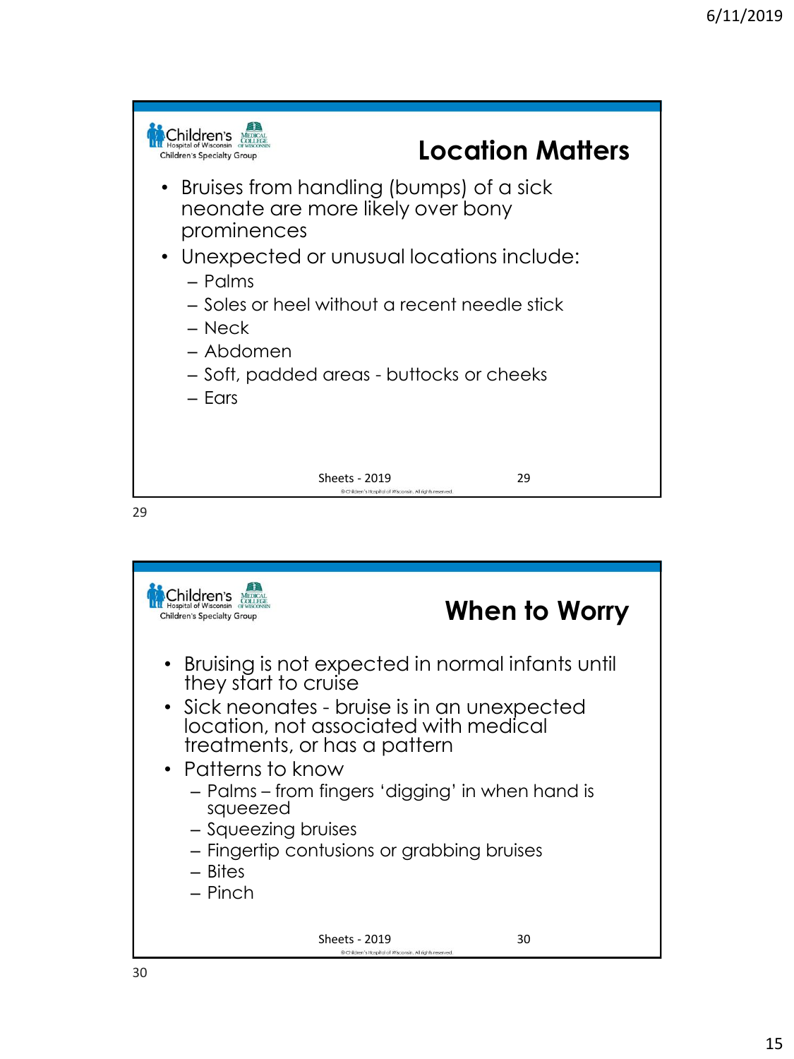## Location Matters

- Bruises from handling (bumps) of a sick neonate are more likely over bony prominences
- Unexpected or unusual locations include:
  - Palms
  - Soles or heel without a recent needle stick
  - Neck
  - Abdomen
  - Soft, padded areas - buttocks or cheeks
  - Ears

Sheets - 2019

## When to Worry

- Bruising is not expected in normal infants until they start to cruise
- Sick neonates - bruise is in an unexpected location, not associated with medical treatments, or has a pattern
- Patterns to know
  - Palms – from fingers 'digging' in when hand is squeezed
  - Squeezing bruises
  - Fingertip contusions or grabbing bruises
  - Bites
  - Pinch

Sheets - 2019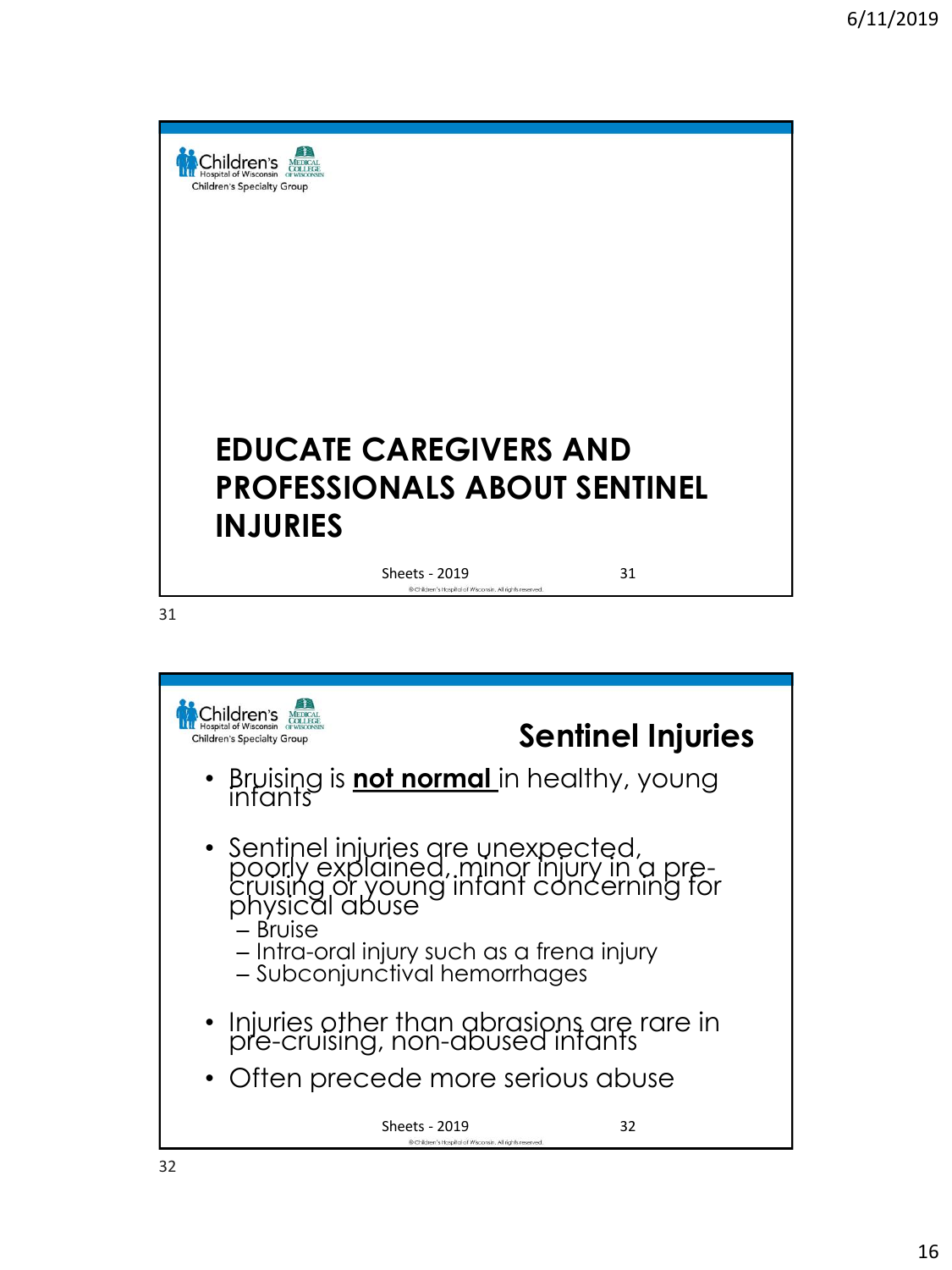## EDUCATE CAREGIVERS AND PROFESSIONALS ABOUT SENTINEL INJURIES

## Sentinel Injuries

- Bruising is **not normal** in healthy, young infants
- Sentinel injuries are unexpected, poorly explained, minor injury in a pre-cruising or young infant concerning for physical abuse
  - Bruise
  - Intra-oral injury such as a frena injury
  - Subconjunctival hemorrhages
- Injuries other than abrasions are rare in pre-cruising, non-abused infants
- Often precede more serious abuse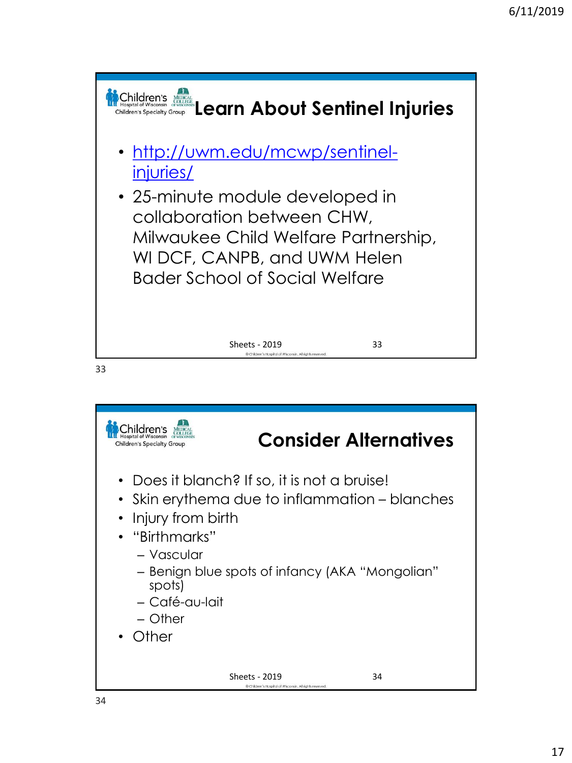## Learn About Sentinel Injuries

- http://uwm.edu/mcwp/sentinel-injuries/
- 25-minute module developed in collaboration between CHW, Milwaukee Child Welfare Partnership, WI DCF, CANPB, and UWM Helen Bader School of Social Welfare

## Consider Alternatives

- Does it blanch? If so, it is not a bruise!
- Skin erythema due to inflammation – blanches
- Injury from birth
- "Birthmarks"
  - Vascular
  - Benign blue spots of infancy (AKA "Mongolian" spots)
  - Café-au-lait
  - Other
- Other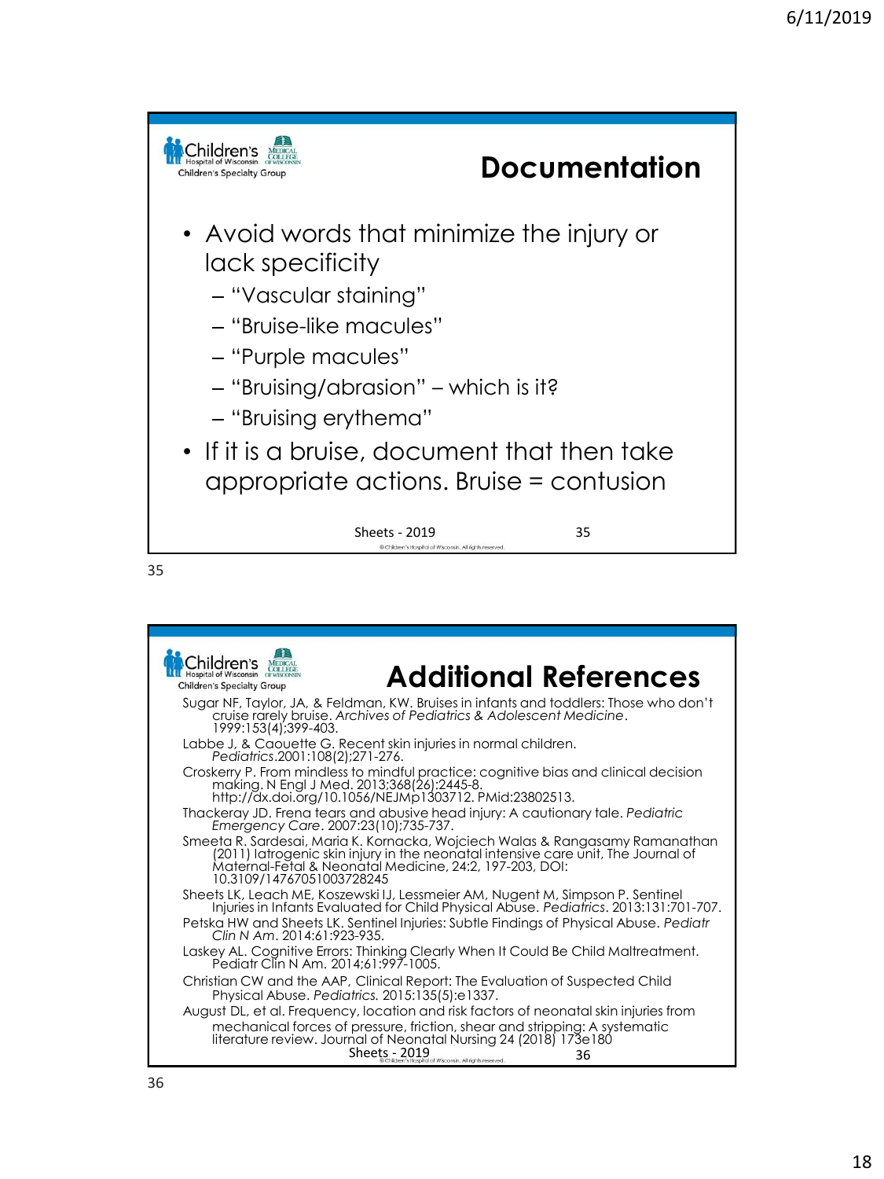# Documentation

- Avoid words that minimize the injury or lack specificity
  - "Vascular staining"
  - "Bruise-like macules"
  - "Purple macules"
  - "Bruising/abrasion" – which is it?
  - "Bruising erythema"
- If it is a bruise, document that then take appropriate actions. Bruise = contusion

Sheets - 2019

# Additional References

Sugar NF, Taylor, JA, & Feldman, KW. Bruises in infants and toddlers: Those who don't cruise rarely bruise. *Archives of Pediatrics & Adolescent Medicine*. 1999:153(4);399-403.

Labbe J, & Caouette G. Recent skin injuries in normal children. *Pediatrics*.2001:108(2);271-276.

Croskerry P. From mindless to mindful practice: cognitive bias and clinical decision making. N Engl J Med. 2013;368(26):2445-8. http://dx.doi.org/10.1056/NEJMp1303712. PMid:23802513.

Thackeray JD. Frena tears and abusive head injury: A cautionary tale. *Pediatric Emergency Care*. 2007:23(10);735-737.

Smeeta R. Sardesai, Maria K. Kornacka, Wojciech Walas & Rangasamy Ramanathan (2011) Iatrogenic skin injury in the neonatal intensive care unit, The Journal of Maternal-Fetal & Neonatal Medicine, 24:2, 197-203, DOI: 10.3109/14767051003728245

Sheets LK, Leach ME, Koszewski IJ, Lessmeier AM, Nugent M, Simpson P. Sentinel Injuries in Infants Evaluated for Child Physical Abuse. *Pediatrics*. 2013:131:701-707.

Petska HW and Sheets LK. Sentinel Injuries: Subtle Findings of Physical Abuse. *Pediatr Clin N Am*. 2014:61:923-935.

Laskey AL. Cognitive Errors: Thinking Clearly When It Could Be Child Maltreatment. Pediatr Clin N Am. 2014;61:997-1005.

Christian CW and the AAP, Clinical Report: The Evaluation of Suspected Child Physical Abuse. *Pediatrics.* 2015:135(5):e1337.

August DL, et al. Frequency, location and risk factors of neonatal skin injuries from mechanical forces of pressure, friction, shear and stripping: A systematic literature review. Journal of Neonatal Nursing 24 (2018) 173e180

Sheets - 2019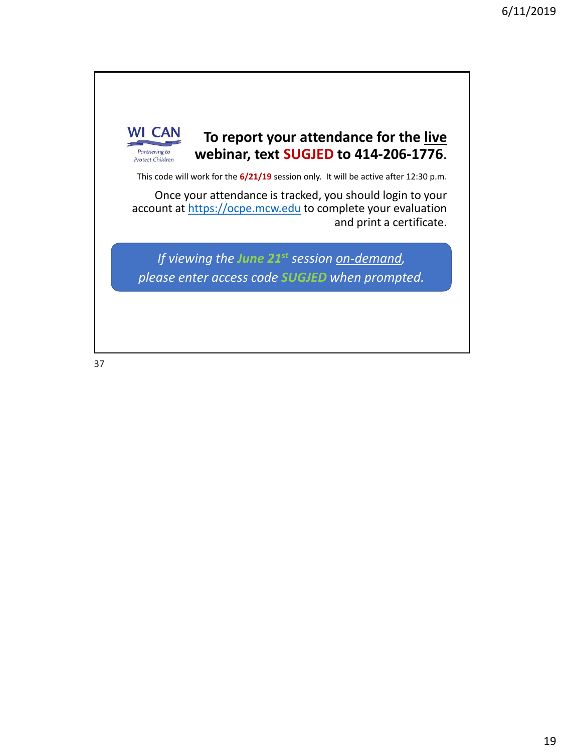WI CAN

*Partnering to Protect Children*

## To report your attendance for the live webinar, text SUGJED to 414-206-1776.

This code will work for the **6/21/19** session only. It will be active after 12:30 p.m.

Once your attendance is tracked, you should login to your account at https://ocpe.mcw.edu to complete your evaluation and print a certificate.

*If viewing the **June 21st** session on-demand, please enter access code **SUGJED** when prompted.*